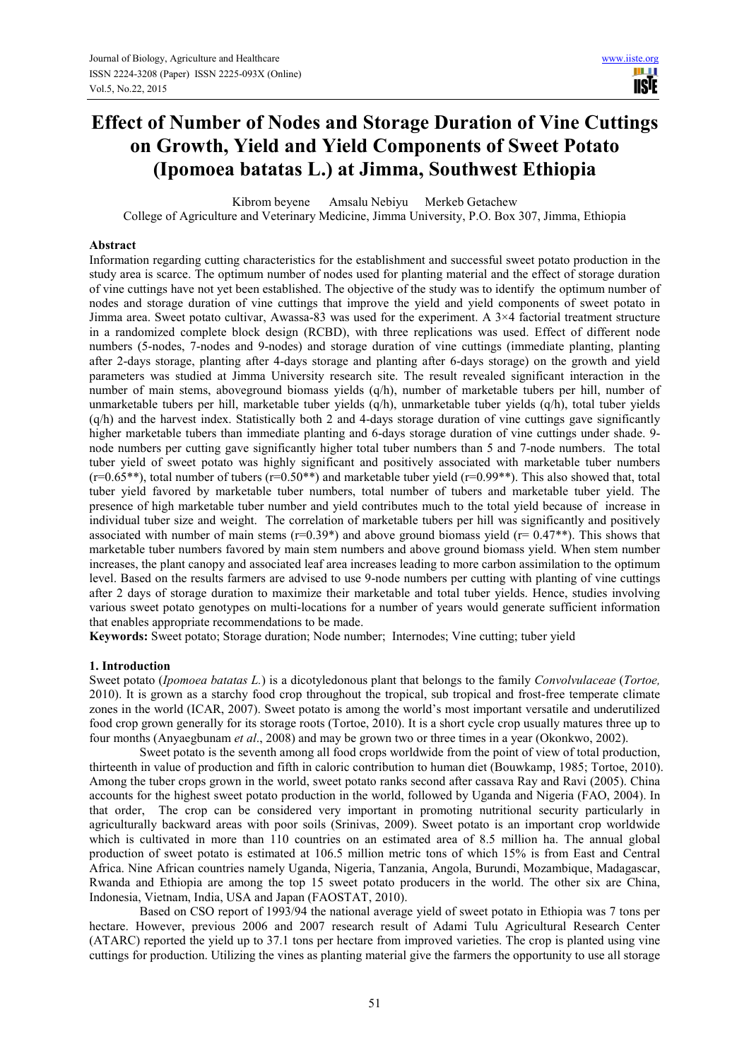# Effect of Number of Nodes and Storage Duration of Vine Cuttings on Growth, Yield and Yield Components of Sweet Potato (Ipomoea batatas L.) at Jimma, Southwest Ethiopia

Kibrom beyene Amsalu Nebiyu Merkeb Getachew

College of Agriculture and Veterinary Medicine, Jimma University, P.O. Box 307, Jimma, Ethiopia

## Abstract

Information regarding cutting characteristics for the establishment and successful sweet potato production in the study area is scarce. The optimum number of nodes used for planting material and the effect of storage duration of vine cuttings have not yet been established. The objective of the study was to identify the optimum number of nodes and storage duration of vine cuttings that improve the yield and yield components of sweet potato in Jimma area. Sweet potato cultivar, Awassa-83 was used for the experiment. A 3×4 factorial treatment structure in a randomized complete block design (RCBD), with three replications was used. Effect of different node numbers (5-nodes, 7-nodes and 9-nodes) and storage duration of vine cuttings (immediate planting, planting after 2-days storage, planting after 4-days storage and planting after 6-days storage) on the growth and yield parameters was studied at Jimma University research site. The result revealed significant interaction in the number of main stems, aboveground biomass yields (q/h), number of marketable tubers per hill, number of unmarketable tubers per hill, marketable tuber yields (q/h), unmarketable tuber yields (q/h), total tuber yields (q/h) and the harvest index. Statistically both 2 and 4-days storage duration of vine cuttings gave significantly higher marketable tubers than immediate planting and 6-days storage duration of vine cuttings under shade. 9-node numbers per cutting gave significantly higher total tuber numbers than 5 and 7-node numbers. The total tuber yield of sweet potato was highly significant and positively associated with marketable tuber numbers (r=0.65**), total number of tubers (r=0.50**) and marketable tuber yield (r=0.99**). This also showed that, total tuber yield favored by marketable tuber numbers, total number of tubers and marketable tuber yield. The presence of high marketable tuber number and yield contributes much to the total yield because of increase in individual tuber size and weight. The correlation of marketable tubers per hill was significantly and positively associated with number of main stems (r=0.39*) and above ground biomass yield (r= 0.47**). This shows that marketable tuber numbers favored by main stem numbers and above ground biomass yield. When stem number increases, the plant canopy and associated leaf area increases leading to more carbon assimilation to the optimum level. Based on the results farmers are advised to use 9-node numbers per cutting with planting of vine cuttings after 2 days of storage duration to maximize their marketable and total tuber yields. Hence, studies involving various sweet potato genotypes on multi-locations for a number of years would generate sufficient information that enables appropriate recommendations to be made.

**Keywords:** Sweet potato; Storage duration; Node number; Internodes; Vine cutting; tuber yield

## 1. Introduction

Sweet potato (*Ipomoea batatas L.*) is a dicotyledonous plant that belongs to the family *Convolvulaceae* (*Tortoe,* 2010). It is grown as a starchy food crop throughout the tropical, sub tropical and frost-free temperate climate zones in the world (ICAR, 2007). Sweet potato is among the world's most important versatile and underutilized food crop grown generally for its storage roots (Tortoe, 2010). It is a short cycle crop usually matures three up to four months (Anyaegbunam *et al*., 2008) and may be grown two or three times in a year (Okonkwo, 2002).

Sweet potato is the seventh among all food crops worldwide from the point of view of total production, thirteenth in value of production and fifth in caloric contribution to human diet (Bouwkamp, 1985; Tortoe, 2010). Among the tuber crops grown in the world, sweet potato ranks second after cassava Ray and Ravi (2005). China accounts for the highest sweet potato production in the world, followed by Uganda and Nigeria (FAO, 2004). In that order, The crop can be considered very important in promoting nutritional security particularly in agriculturally backward areas with poor soils (Srinivas, 2009). Sweet potato is an important crop worldwide which is cultivated in more than 110 countries on an estimated area of 8.5 million ha. The annual global production of sweet potato is estimated at 106.5 million metric tons of which 15% is from East and Central Africa. Nine African countries namely Uganda, Nigeria, Tanzania, Angola, Burundi, Mozambique, Madagascar, Rwanda and Ethiopia are among the top 15 sweet potato producers in the world. The other six are China, Indonesia, Vietnam, India, USA and Japan (FAOSTAT, 2010).

Based on CSO report of 1993/94 the national average yield of sweet potato in Ethiopia was 7 tons per hectare. However, previous 2006 and 2007 research result of Adami Tulu Agricultural Research Center (ATARC) reported the yield up to 37.1 tons per hectare from improved varieties. The crop is planted using vine cuttings for production. Utilizing the vines as planting material give the farmers the opportunity to use all storage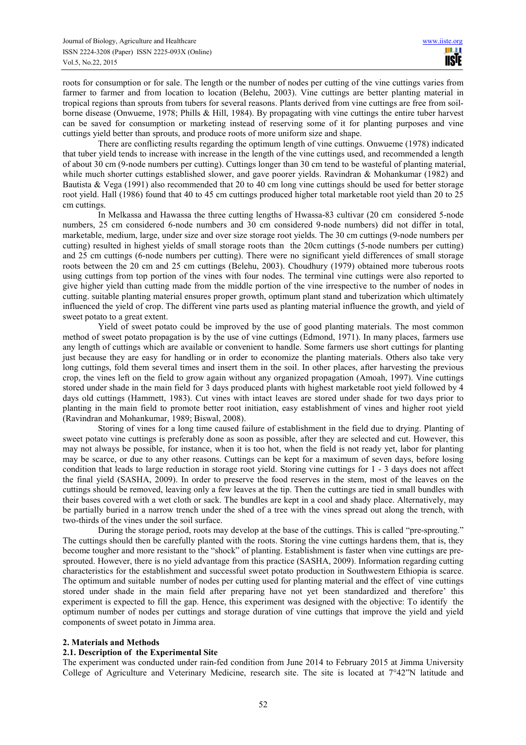roots for consumption or for sale. The length or the number of nodes per cutting of the vine cuttings varies from farmer to farmer and from location to location (Belehu, 2003). Vine cuttings are better planting material in tropical regions than sprouts from tubers for several reasons. Plants derived from vine cuttings are free from soil-borne disease (Onwueme, 1978; Phills & Hill, 1984). By propagating with vine cuttings the entire tuber harvest can be saved for consumption or marketing instead of reserving some of it for planting purposes and vine cuttings yield better than sprouts, and produce roots of more uniform size and shape.

There are conflicting results regarding the optimum length of vine cuttings. Onwueme (1978) indicated that tuber yield tends to increase with increase in the length of the vine cuttings used, and recommended a length of about 30 cm (9-node numbers per cutting). Cuttings longer than 30 cm tend to be wasteful of planting material, while much shorter cuttings established slower, and gave poorer yields. Ravindran & Mohankumar (1982) and Bautista & Vega (1991) also recommended that 20 to 40 cm long vine cuttings should be used for better storage root yield. Hall (1986) found that 40 to 45 cm cuttings produced higher total marketable root yield than 20 to 25 cm cuttings.

In Melkassa and Hawassa the three cutting lengths of Hwassa-83 cultivar (20 cm considered 5-node numbers, 25 cm considered 6-node numbers and 30 cm considered 9-node numbers) did not differ in total, marketable, medium, large, under size and over size storage root yields. The 30 cm cuttings (9-node numbers per cutting) resulted in highest yields of small storage roots than the 20cm cuttings (5-node numbers per cutting) and 25 cm cuttings (6-node numbers per cutting). There were no significant yield differences of small storage roots between the 20 cm and 25 cm cuttings (Belehu, 2003). Choudhury (1979) obtained more tuberous roots using cuttings from top portion of the vines with four nodes. The terminal vine cuttings were also reported to give higher yield than cutting made from the middle portion of the vine irrespective to the number of nodes in cutting. suitable planting material ensures proper growth, optimum plant stand and tuberization which ultimately influenced the yield of crop. The different vine parts used as planting material influence the growth, and yield of sweet potato to a great extent.

Yield of sweet potato could be improved by the use of good planting materials. The most common method of sweet potato propagation is by the use of vine cuttings (Edmond, 1971). In many places, farmers use any length of cuttings which are available or convenient to handle. Some farmers use short cuttings for planting just because they are easy for handling or in order to economize the planting materials. Others also take very long cuttings, fold them several times and insert them in the soil. In other places, after harvesting the previous crop, the vines left on the field to grow again without any organized propagation (Amoah, 1997). Vine cuttings stored under shade in the main field for 3 days produced plants with highest marketable root yield followed by 4 days old cuttings (Hammett, 1983). Cut vines with intact leaves are stored under shade for two days prior to planting in the main field to promote better root initiation, easy establishment of vines and higher root yield (Ravindran and Mohankumar, 1989; Biswal, 2008).

Storing of vines for a long time caused failure of establishment in the field due to drying. Planting of sweet potato vine cuttings is preferably done as soon as possible, after they are selected and cut. However, this may not always be possible, for instance, when it is too hot, when the field is not ready yet, labor for planting may be scarce, or due to any other reasons. Cuttings can be kept for a maximum of seven days, before losing condition that leads to large reduction in storage root yield. Storing vine cuttings for 1 - 3 days does not affect the final yield (SASHA, 2009). In order to preserve the food reserves in the stem, most of the leaves on the cuttings should be removed, leaving only a few leaves at the tip. Then the cuttings are tied in small bundles with their bases covered with a wet cloth or sack. The bundles are kept in a cool and shady place. Alternatively, may be partially buried in a narrow trench under the shed of a tree with the vines spread out along the trench, with two-thirds of the vines under the soil surface.

During the storage period, roots may develop at the base of the cuttings. This is called "pre-sprouting." The cuttings should then be carefully planted with the roots. Storing the vine cuttings hardens them, that is, they become tougher and more resistant to the "shock" of planting. Establishment is faster when vine cuttings are pre-sprouted. However, there is no yield advantage from this practice (SASHA, 2009). Information regarding cutting characteristics for the establishment and successful sweet potato production in Southwestern Ethiopia is scarce. The optimum and suitable number of nodes per cutting used for planting material and the effect of vine cuttings stored under shade in the main field after preparing have not yet been standardized and therefore' this experiment is expected to fill the gap. Hence, this experiment was designed with the objective: To identify the optimum number of nodes per cuttings and storage duration of vine cuttings that improve the yield and yield components of sweet potato in Jimma area.

## 2. Materials and Methods

### 2.1. Description of the Experimental Site

The experiment was conducted under rain-fed condition from June 2014 to February 2015 at Jimma University College of Agriculture and Veterinary Medicine, research site. The site is located at 7°42"N latitude and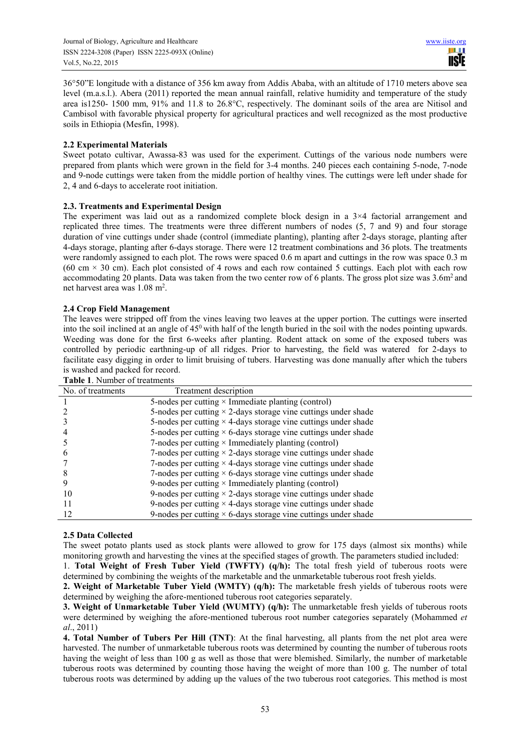36°50"E longitude with a distance of 356 km away from Addis Ababa, with an altitude of 1710 meters above sea level (m.a.s.l.). Abera (2011) reported the mean annual rainfall, relative humidity and temperature of the study area is1250- 1500 mm, 91% and 11.8 to 26.8°C, respectively. The dominant soils of the area are Nitisol and Cambisol with favorable physical property for agricultural practices and well recognized as the most productive soils in Ethiopia (Mesfin, 1998).

## 2.2 Experimental Materials

Sweet potato cultivar, Awassa-83 was used for the experiment. Cuttings of the various node numbers were prepared from plants which were grown in the field for 3-4 months. 240 pieces each containing 5-node, 7-node and 9-node cuttings were taken from the middle portion of healthy vines. The cuttings were left under shade for 2, 4 and 6-days to accelerate root initiation.

## 2.3. Treatments and Experimental Design

The experiment was laid out as a randomized complete block design in a 3×4 factorial arrangement and replicated three times. The treatments were three different numbers of nodes (5, 7 and 9) and four storage duration of vine cuttings under shade (control (immediate planting), planting after 2-days storage, planting after 4-days storage, planting after 6-days storage. There were 12 treatment combinations and 36 plots. The treatments were randomly assigned to each plot. The rows were spaced 0.6 m apart and cuttings in the row was space 0.3 m (60 cm × 30 cm). Each plot consisted of 4 rows and each row contained 5 cuttings. Each plot with each row accommodating 20 plants. Data was taken from the two center row of 6 plants. The gross plot size was 3.6m$^2$ and net harvest area was 1.08 m$^2$.

## 2.4 Crop Field Management

The leaves were stripped off from the vines leaving two leaves at the upper portion. The cuttings were inserted into the soil inclined at an angle of 45$^0$ with half of the length buried in the soil with the nodes pointing upwards. Weeding was done for the first 6-weeks after planting. Rodent attack on some of the exposed tubers was controlled by periodic earthning-up of all ridges. Prior to harvesting, the field was watered for 2-days to facilitate easy digging in order to limit bruising of tubers. Harvesting was done manually after which the tubers is washed and packed for record.

**Table 1**. Number of treatments

| No. of treatments | Treatment description |
|---|---|
| 1 | 5-nodes per cutting × Immediate planting (control) |
| 2 | 5-nodes per cutting × 2-days storage vine cuttings under shade |
| 3 | 5-nodes per cutting × 4-days storage vine cuttings under shade |
| 4 | 5-nodes per cutting × 6-days storage vine cuttings under shade |
| 5 | 7-nodes per cutting × Immediately planting (control) |
| 6 | 7-nodes per cutting × 2-days storage vine cuttings under shade |
| 7 | 7-nodes per cutting × 4-days storage vine cuttings under shade |
| 8 | 7-nodes per cutting × 6-days storage vine cuttings under shade |
| 9 | 9-nodes per cutting × Immediately planting (control) |
| 10 | 9-nodes per cutting × 2-days storage vine cuttings under shade |
| 11 | 9-nodes per cutting × 4-days storage vine cuttings under shade |
| 12 | 9-nodes per cutting × 6-days storage vine cuttings under shade |

## 2.5 Data Collected

The sweet potato plants used as stock plants were allowed to grow for 175 days (almost six months) while monitoring growth and harvesting the vines at the specified stages of growth. The parameters studied included:

1. **Total Weight of Fresh Tuber Yield (TWFTY) (q/h):** The total fresh yield of tuberous roots were determined by combining the weights of the marketable and the unmarketable tuberous root fresh yields.

**2. Weight of Marketable Tuber Yield (WMTY) (q/h):** The marketable fresh yields of tuberous roots were determined by weighing the afore-mentioned tuberous root categories separately.

**3. Weight of Unmarketable Tuber Yield (WUMTY) (q/h):** The unmarketable fresh yields of tuberous roots were determined by weighing the afore-mentioned tuberous root number categories separately (Mohammed *et al*., 2011)

**4. Total Number of Tubers Per Hill (TNT)**: At the final harvesting, all plants from the net plot area were harvested. The number of unmarketable tuberous roots was determined by counting the number of tuberous roots having the weight of less than 100 g as well as those that were blemished. Similarly, the number of marketable tuberous roots was determined by counting those having the weight of more than 100 g. The number of total tuberous roots was determined by adding up the values of the two tuberous root categories. This method is most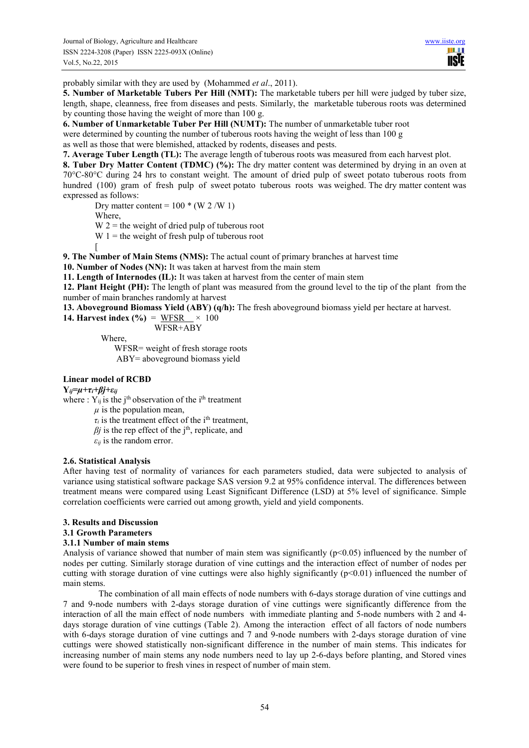probably similar with they are used by (Mohammed *et al*., 2011).

**5. Number of Marketable Tubers Per Hill (NMT):** The marketable tubers per hill were judged by tuber size, length, shape, cleanness, free from diseases and pests. Similarly, the marketable tuberous roots was determined by counting those having the weight of more than 100 g.

**6. Number of Unmarketable Tuber Per Hill (NUMT):** The number of unmarketable tuber root were determined by counting the number of tuberous roots having the weight of less than 100 g as well as those that were blemished, attacked by rodents, diseases and pests.

**7. Average Tuber Length (TL):** The average length of tuberous roots was measured from each harvest plot.

**8. Tuber Dry Matter Content (TDMC) (%):** The dry matter content was determined by drying in an oven at 70°C-80°C during 24 hrs to constant weight. The amount of dried pulp of sweet potato tuberous roots from hundred (100) gram of fresh pulp of sweet potato tuberous roots was weighed. The dry matter content was expressed as follows:

Dry matter content = 100 * (W 2 /W 1)

Where,

W 2 = the weight of dried pulp of tuberous root

W 1 = the weight of fresh pulp of tuberous root

[

**9. The Number of Main Stems (NMS):** The actual count of primary branches at harvest time

**10. Number of Nodes (NN):** It was taken at harvest from the main stem

**11. Length of Internodes (IL):** It was taken at harvest from the center of main stem

**12. Plant Height (PH):** The length of plant was measured from the ground level to the tip of the plant from the number of main branches randomly at harvest

**13. Aboveground Biomass Yield (ABY) (q/h):** The fresh aboveground biomass yield per hectare at harvest.

**14. Harvest index (%)** $= \frac{WFSR}{WFSR+ABY} \times 100$

Where,

WFSR= weight of fresh storage roots

ABY= aboveground biomass yield

**Linear model of RCBD**

$$Y_{ij}=\mu+\tau_i+\beta j+\varepsilon_{ij}$$

where : $Y_{ij}$ is the j[th] observation of the i[th] treatment

$\mu$ is the population mean,

$\tau_i$ is the treatment effect of the i[th] treatment,

$\beta j$ is the rep effect of the j[th], replicate, and

$\varepsilon_{ij}$ is the random error.

### 2.6. Statistical Analysis

After having test of normality of variances for each parameters studied, data were subjected to analysis of variance using statistical software package SAS version 9.2 at 95% confidence interval. The differences between treatment means were compared using Least Significant Difference (LSD) at 5% level of significance. Simple correlation coefficients were carried out among growth, yield and yield components.

## 3. Results and Discussion

### 3.1 Growth Parameters

#### 3.1.1 Number of main stems

Analysis of variance showed that number of main stem was significantly ($p<0.05$) influenced by the number of nodes per cutting. Similarly storage duration of vine cuttings and the interaction effect of number of nodes per cutting with storage duration of vine cuttings were also highly significantly ($p<0.01$) influenced the number of main stems.

The combination of all main effects of node numbers with 6-days storage duration of vine cuttings and 7 and 9-node numbers with 2-days storage duration of vine cuttings were significantly difference from the interaction of all the main effect of node numbers with immediate planting and 5-node numbers with 2 and 4-days storage duration of vine cuttings (Table 2). Among the interaction effect of all factors of node numbers with 6-days storage duration of vine cuttings and 7 and 9-node numbers with 2-days storage duration of vine cuttings were showed statistically non-significant difference in the number of main stems. This indicates for increasing number of main stems any node numbers need to lay up 2-6-days before planting, and Stored vines were found to be superior to fresh vines in respect of number of main stem.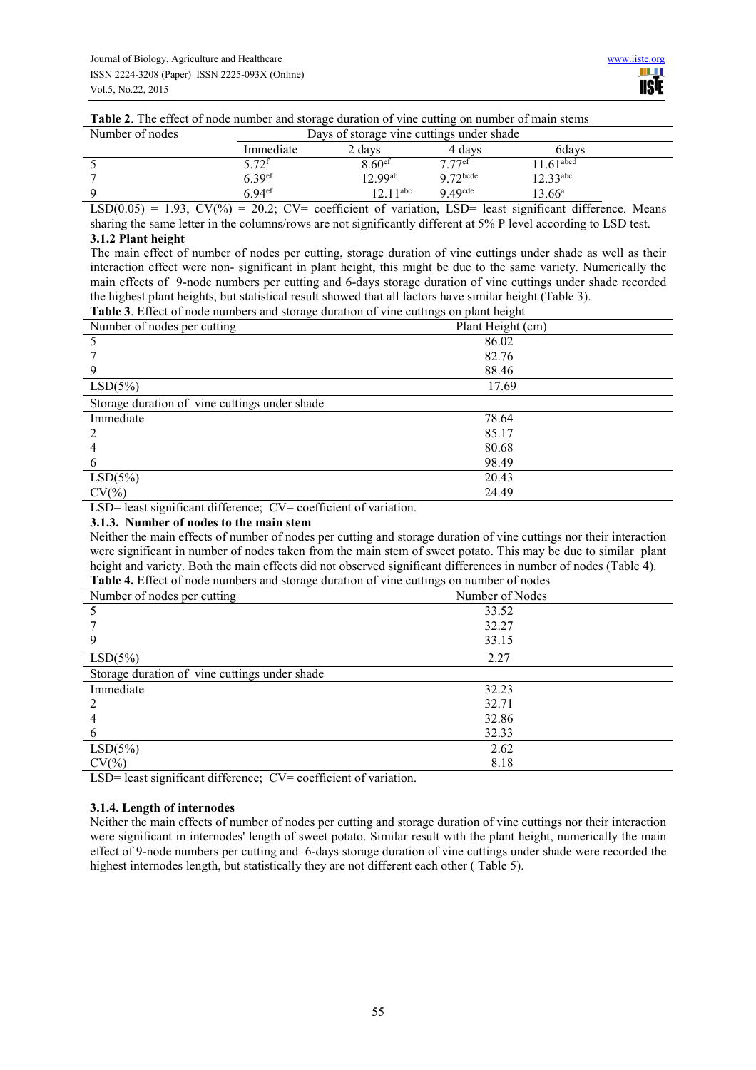**Table 2**. The effect of node number and storage duration of vine cutting on number of main stems

| Number of nodes | Days of storage vine cuttings under shade | | | |
|---|---|---|---|---|
| | Immediate | 2 days | 4 days | 6days |
| 5 | 5.72[f] | 8.60[ef] | 7.77[ef] | 11.61[abcd] |
| 7 | 6.39[ef] | 12.99[ab] | 9.72[bcde] | 12.33[abc] |
| 9 | 6.94[ef] | 12.11[abc] | 9.49[cde] | 13.66[a] |

LSD(0.05) = 1.93, CV(%) = 20.2; CV= coefficient of variation, LSD= least significant difference. Means sharing the same letter in the columns/rows are not significantly different at 5% P level according to LSD test.

### 3.1.2 Plant height

The main effect of number of nodes per cutting, storage duration of vine cuttings under shade as well as their interaction effect were non- significant in plant height, this might be due to the same variety. Numerically the main effects of 9-node numbers per cutting and 6-days storage duration of vine cuttings under shade recorded the highest plant heights, but statistical result showed that all factors have similar height (Table 3).

**Table 3**. Effect of node numbers and storage duration of vine cuttings on plant height

| Number of nodes per cutting | Plant Height (cm) |
|---|---|
| 5 | 86.02 |
| 7 | 82.76 |
| 9 | 88.46 |
| LSD(5%) | 17.69 |
| Storage duration of vine cuttings under shade | |
| Immediate | 78.64 |
| 2 | 85.17 |
| 4 | 80.68 |
| 6 | 98.49 |
| LSD(5%) | 20.43 |
| CV(%) | 24.49 |

LSD= least significant difference; CV= coefficient of variation.

### 3.1.3. Number of nodes to the main stem

Neither the main effects of number of nodes per cutting and storage duration of vine cuttings nor their interaction were significant in number of nodes taken from the main stem of sweet potato. This may be due to similar plant height and variety. Both the main effects did not observed significant differences in number of nodes (Table 4).

**Table 4.** Effect of node numbers and storage duration of vine cuttings on number of nodes

| Number of nodes per cutting | Number of Nodes |
|---|---|
| 5 | 33.52 |
| 7 | 32.27 |
| 9 | 33.15 |
| LSD(5%) | 2.27 |
| Storage duration of vine cuttings under shade | |
| Immediate | 32.23 |
| 2 | 32.71 |
| 4 | 32.86 |
| 6 | 32.33 |
| LSD(5%) | 2.62 |
| CV(%) | 8.18 |

LSD= least significant difference; CV= coefficient of variation.

### 3.1.4. Length of internodes

Neither the main effects of number of nodes per cutting and storage duration of vine cuttings nor their interaction were significant in internodes' length of sweet potato. Similar result with the plant height, numerically the main effect of 9-node numbers per cutting and 6-days storage duration of vine cuttings under shade were recorded the highest internodes length, but statistically they are not different each other ( Table 5).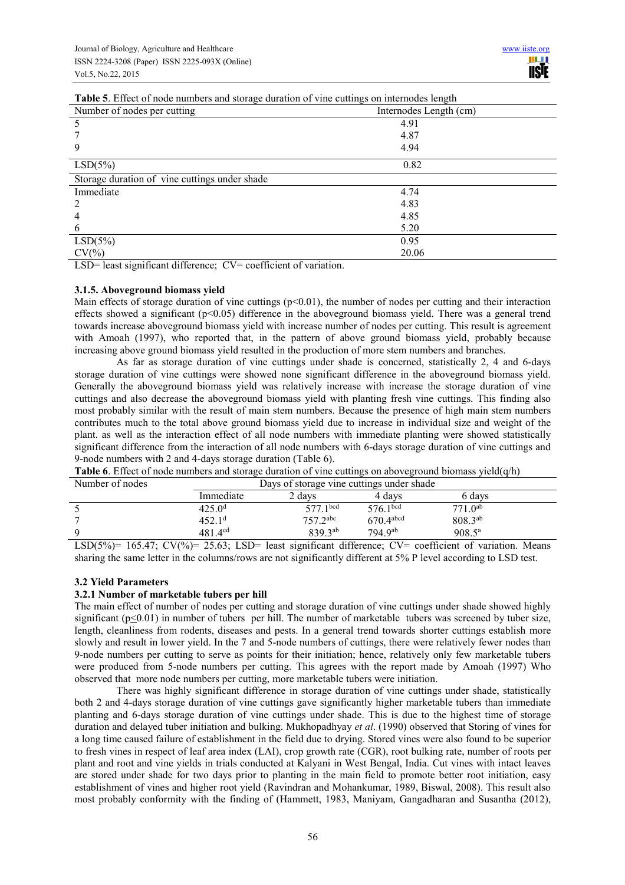**Table 5**. Effect of node numbers and storage duration of vine cuttings on internodes length

| Number of nodes per cutting | Internodes Length (cm) |
|---|---|
| 5 | 4.91 |
| 7 | 4.87 |
| 9 | 4.94 |
| LSD(5%) | 0.82 |
| Storage duration of vine cuttings under shade | |
| Immediate | 4.74 |
| 2 | 4.83 |
| 4 | 4.85 |
| 6 | 5.20 |
| LSD(5%) | 0.95 |
| CV(%) | 20.06 |

LSD= least significant difference; CV= coefficient of variation.

#### 3.1.5. Aboveground biomass yield

Main effects of storage duration of vine cuttings ($p<0.01$), the number of nodes per cutting and their interaction effects showed a significant ($p<0.05$) difference in the aboveground biomass yield. There was a general trend towards increase aboveground biomass yield with increase number of nodes per cutting. This result is agreement with Amoah (1997), who reported that, in the pattern of above ground biomass yield, probably because increasing above ground biomass yield resulted in the production of more stem numbers and branches.

As far as storage duration of vine cuttings under shade is concerned, statistically 2, 4 and 6-days storage duration of vine cuttings were showed none significant difference in the aboveground biomass yield. Generally the aboveground biomass yield was relatively increase with increase the storage duration of vine cuttings and also decrease the aboveground biomass yield with planting fresh vine cuttings. This finding also most probably similar with the result of main stem numbers. Because the presence of high main stem numbers contributes much to the total above ground biomass yield due to increase in individual size and weight of the plant. as well as the interaction effect of all node numbers with immediate planting were showed statistically significant difference from the interaction of all node numbers with 6-days storage duration of vine cuttings and 9-node numbers with 2 and 4-days storage duration (Table 6).

**Table 6**. Effect of node numbers and storage duration of vine cuttings on aboveground biomass yield(q/h)

| Number of nodes | Days of storage vine cuttings under shade | | | |
|---|---|---|---|---|
| | Immediate | 2 days | 4 days | 6 days |
| 5 | 425.0$^{d}$ | 577.1$^{bcd}$ | 576.1$^{bcd}$ | 771.0$^{ab}$ |
| 7 | 452.1$^{d}$ | 757.2$^{abc}$ | 670.4$^{abcd}$ | 808.3$^{ab}$ |
| 9 | 481.4$^{cd}$ | 839.3$^{ab}$ | 794.9$^{ab}$ | 908.5$^{a}$ |

LSD(5%)= 165.47; CV(%)= 25.63; LSD= least significant difference; CV= coefficient of variation. Means sharing the same letter in the columns/rows are not significantly different at 5% P level according to LSD test.

### 3.2 Yield Parameters

#### 3.2.1 Number of marketable tubers per hill

The main effect of number of nodes per cutting and storage duration of vine cuttings under shade showed highly significant ($p\leq0.01$) in number of tubers per hill. The number of marketable tubers was screened by tuber size, length, cleanliness from rodents, diseases and pests. In a general trend towards shorter cuttings establish more slowly and result in lower yield. In the 7 and 5-node numbers of cuttings, there were relatively fewer nodes than 9-node numbers per cutting to serve as points for their initiation; hence, relatively only few marketable tubers were produced from 5-node numbers per cutting. This agrees with the report made by Amoah (1997) Who observed that more node numbers per cutting, more marketable tubers were initiation.

There was highly significant difference in storage duration of vine cuttings under shade, statistically both 2 and 4-days storage duration of vine cuttings gave significantly higher marketable tubers than immediate planting and 6-days storage duration of vine cuttings under shade. This is due to the highest time of storage duration and delayed tuber initiation and bulking. Mukhopadhyay *et al*. (1990) observed that Storing of vines for a long time caused failure of establishment in the field due to drying. Stored vines were also found to be superior to fresh vines in respect of leaf area index (LAI), crop growth rate (CGR), root bulking rate, number of roots per plant and root and vine yields in trials conducted at Kalyani in West Bengal, India. Cut vines with intact leaves are stored under shade for two days prior to planting in the main field to promote better root initiation, easy establishment of vines and higher root yield (Ravindran and Mohankumar, 1989, Biswal, 2008). This result also most probably conformity with the finding of (Hammett, 1983, Maniyam, Gangadharan and Susantha (2012),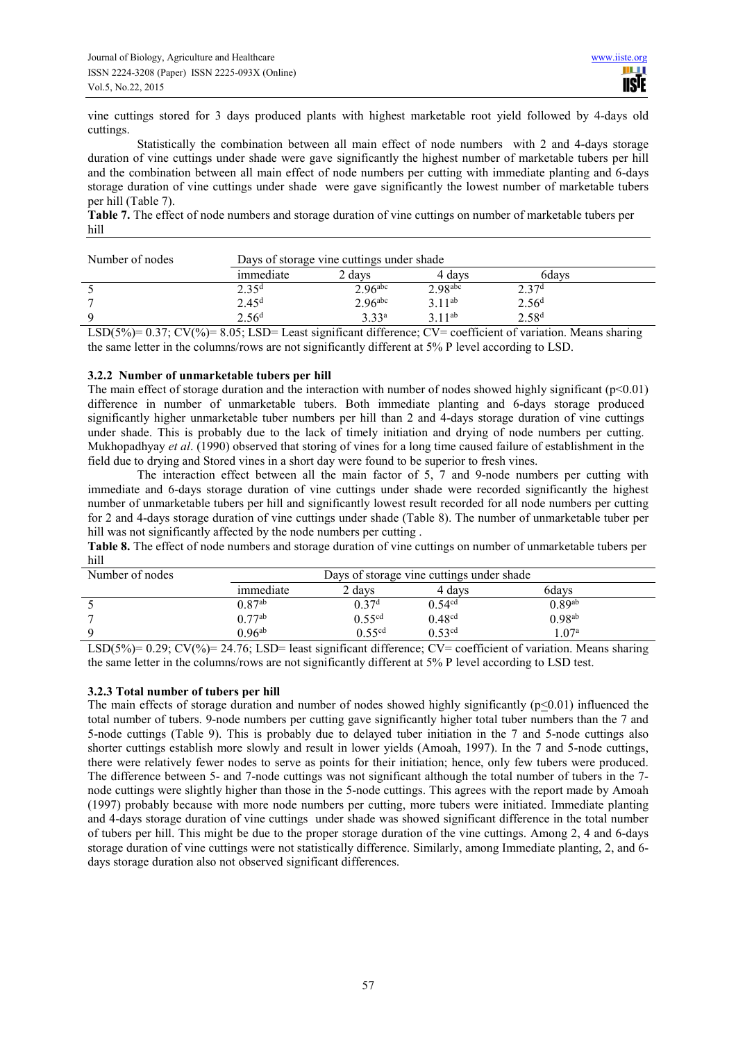vine cuttings stored for 3 days produced plants with highest marketable root yield followed by 4-days old cuttings.

Statistically the combination between all main effect of node numbers with 2 and 4-days storage duration of vine cuttings under shade were gave significantly the highest number of marketable tubers per hill and the combination between all main effect of node numbers per cutting with immediate planting and 6-days storage duration of vine cuttings under shade were gave significantly the lowest number of marketable tubers per hill (Table 7).

**Table 7.** The effect of node numbers and storage duration of vine cuttings on number of marketable tubers per hill

| Number of nodes | Days of storage vine cuttings under shade | | | |
|---|---|---|---|---|
| | immediate | 2 days | 4 days | 6days |
| 5 | 2.35[d] | 2.96[abc] | 2.98[abc] | 2.37[d] |
| 7 | 2.45[d] | 2.96[abc] | 3.11[ab] | 2.56[d] |
| 9 | 2.56[d] | 3.33[a] | 3.11[ab] | 2.58[d] |

LSD(5%)= 0.37; CV(%)= 8.05; LSD= Least significant difference; CV= coefficient of variation. Means sharing the same letter in the columns/rows are not significantly different at 5% P level according to LSD.

### 3.2.2 Number of unmarketable tubers per hill

The main effect of storage duration and the interaction with number of nodes showed highly significant ($p<0.01$) difference in number of unmarketable tubers. Both immediate planting and 6-days storage produced significantly higher unmarketable tuber numbers per hill than 2 and 4-days storage duration of vine cuttings under shade. This is probably due to the lack of timely initiation and drying of node numbers per cutting. Mukhopadhyay *et al*. (1990) observed that storing of vines for a long time caused failure of establishment in the field due to drying and Stored vines in a short day were found to be superior to fresh vines.

The interaction effect between all the main factor of 5, 7 and 9-node numbers per cutting with immediate and 6-days storage duration of vine cuttings under shade were recorded significantly the highest number of unmarketable tubers per hill and significantly lowest result recorded for all node numbers per cutting for 2 and 4-days storage duration of vine cuttings under shade (Table 8). The number of unmarketable tuber per hill was not significantly affected by the node numbers per cutting .

**Table 8.** The effect of node numbers and storage duration of vine cuttings on number of unmarketable tubers per hill

| Number of nodes | Days of storage vine cuttings under shade | | | |
|---|---|---|---|---|
| | immediate | 2 days | 4 days | 6days |
| 5 | 0.87[ab] | 0.37[d] | 0.54[cd] | 0.89[ab] |
| 7 | 0.77[ab] | 0.55[cd] | 0.48[cd] | 0.98[ab] |
| 9 | 0.96[ab] | 0.55[cd] | 0.53[cd] | 1.07[a] |

LSD(5%)= 0.29; CV(%)= 24.76; LSD= least significant difference; CV= coefficient of variation. Means sharing the same letter in the columns/rows are not significantly different at 5% P level according to LSD test.

### 3.2.3 Total number of tubers per hill

The main effects of storage duration and number of nodes showed highly significantly ($p\leq0.01$) influenced the total number of tubers. 9-node numbers per cutting gave significantly higher total tuber numbers than the 7 and 5-node cuttings (Table 9). This is probably due to delayed tuber initiation in the 7 and 5-node cuttings also shorter cuttings establish more slowly and result in lower yields (Amoah, 1997). In the 7 and 5-node cuttings, there were relatively fewer nodes to serve as points for their initiation; hence, only few tubers were produced. The difference between 5- and 7-node cuttings was not significant although the total number of tubers in the 7-node cuttings were slightly higher than those in the 5-node cuttings. This agrees with the report made by Amoah (1997) probably because with more node numbers per cutting, more tubers were initiated. Immediate planting and 4-days storage duration of vine cuttings under shade was showed significant difference in the total number of tubers per hill. This might be due to the proper storage duration of the vine cuttings. Among 2, 4 and 6-days storage duration of vine cuttings were not statistically difference. Similarly, among Immediate planting, 2, and 6-days storage duration also not observed significant differences.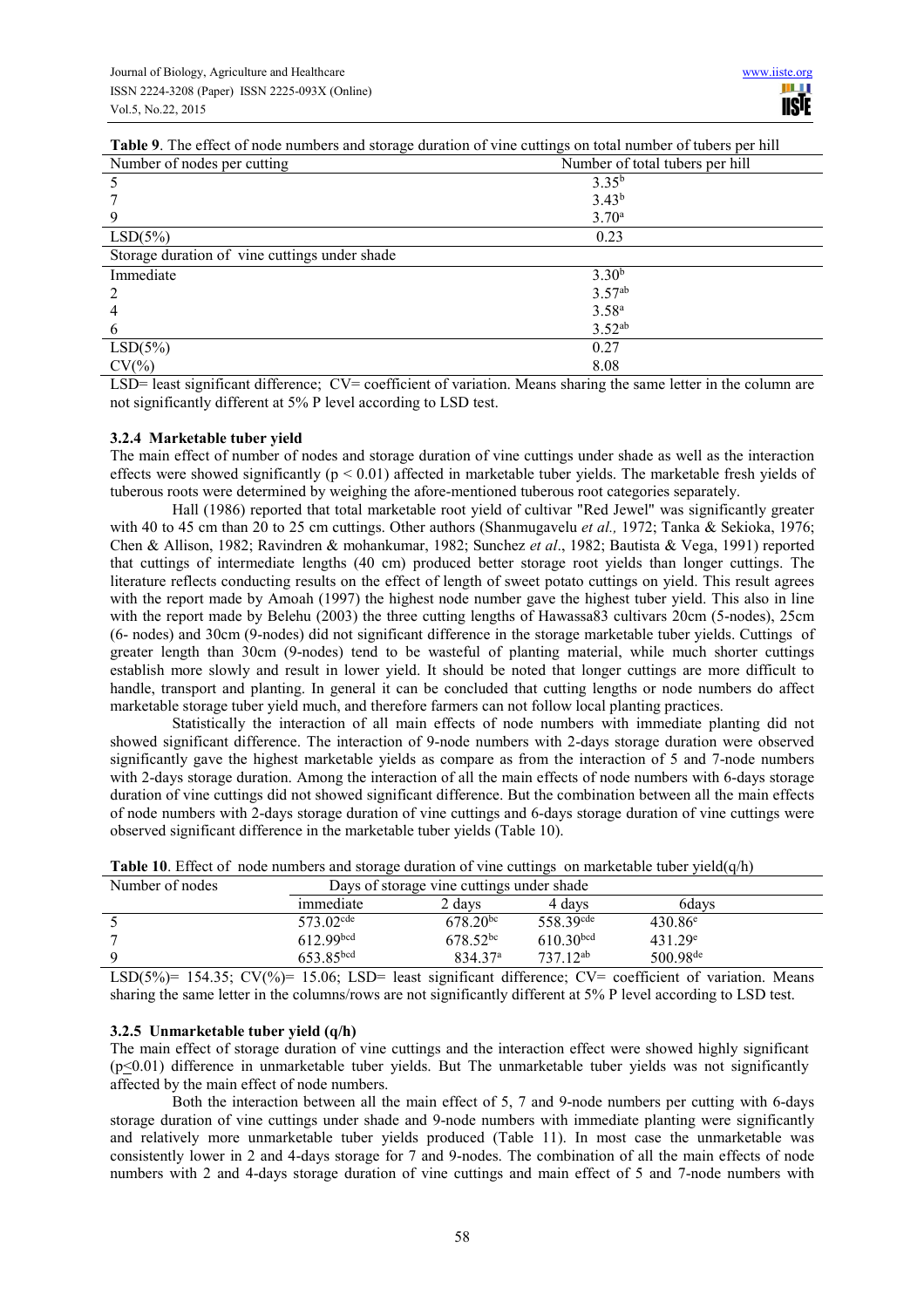**Table 9**. The effect of node numbers and storage duration of vine cuttings on total number of tubers per hill

| Number of nodes per cutting | Number of total tubers per hill |
|---|---|
| 5 | $3.35^{b}$ |
| 7 | $3.43^{b}$ |
| 9 | $3.70^{a}$ |
| LSD(5%) | 0.23 |
| Storage duration of vine cuttings under shade | |
| Immediate | $3.30^{b}$ |
| 2 | $3.57^{ab}$ |
| 4 | $3.58^{a}$ |
| 6 | $3.52^{ab}$ |
| LSD(5%) | 0.27 |
| CV(%) | 8.08 |

LSD= least significant difference; CV= coefficient of variation. Means sharing the same letter in the column are not significantly different at 5% P level according to LSD test.

### 3.2.4 Marketable tuber yield

The main effect of number of nodes and storage duration of vine cuttings under shade as well as the interaction effects were showed significantly ($p < 0.01$) affected in marketable tuber yields. The marketable fresh yields of tuberous roots were determined by weighing the afore-mentioned tuberous root categories separately.

Hall (1986) reported that total marketable root yield of cultivar "Red Jewel" was significantly greater with 40 to 45 cm than 20 to 25 cm cuttings. Other authors (Shanmugavelu *et al.,* 1972; Tanka & Sekioka, 1976; Chen & Allison, 1982; Ravindren & mohankumar, 1982; Sunchez *et al*., 1982; Bautista & Vega, 1991) reported that cuttings of intermediate lengths (40 cm) produced better storage root yields than longer cuttings. The literature reflects conducting results on the effect of length of sweet potato cuttings on yield. This result agrees with the report made by Amoah (1997) the highest node number gave the highest tuber yield. This also in line with the report made by Belehu (2003) the three cutting lengths of Hawassa83 cultivars 20cm (5-nodes), 25cm (6- nodes) and 30cm (9-nodes) did not significant difference in the storage marketable tuber yields. Cuttings of greater length than 30cm (9-nodes) tend to be wasteful of planting material, while much shorter cuttings establish more slowly and result in lower yield. It should be noted that longer cuttings are more difficult to handle, transport and planting. In general it can be concluded that cutting lengths or node numbers do affect marketable storage tuber yield much, and therefore farmers can not follow local planting practices.

Statistically the interaction of all main effects of node numbers with immediate planting did not showed significant difference. The interaction of 9-node numbers with 2-days storage duration were observed significantly gave the highest marketable yields as compare as from the interaction of 5 and 7-node numbers with 2-days storage duration. Among the interaction of all the main effects of node numbers with 6-days storage duration of vine cuttings did not showed significant difference. But the combination between all the main effects of node numbers with 2-days storage duration of vine cuttings and 6-days storage duration of vine cuttings were observed significant difference in the marketable tuber yields (Table 10).

**Table 10**. Effect of node numbers and storage duration of vine cuttings on marketable tuber yield(q/h)

| Number of nodes | Days of storage vine cuttings under shade | | | |
|---|---|---|---|---|
| | immediate | 2 days | 4 days | 6days |
| 5 | $573.02^{cde}$ | $678.20^{bc}$ | $558.39^{cde}$ | $430.86^{e}$ |
| 7 | $612.99^{bcd}$ | $678.52^{bc}$ | $610.30^{bcd}$ | $431.29^{e}$ |
| 9 | $653.85^{bcd}$ | $834.37^{a}$ | $737.12^{ab}$ | $500.98^{de}$ |

LSD(5%)= 154.35; CV(%)= 15.06; LSD= least significant difference; CV= coefficient of variation. Means sharing the same letter in the columns/rows are not significantly different at 5% P level according to LSD test.

### 3.2.5 Unmarketable tuber yield (q/h)

The main effect of storage duration of vine cuttings and the interaction effect were showed highly significant ($p \leq 0.01$) difference in unmarketable tuber yields. But The unmarketable tuber yields was not significantly affected by the main effect of node numbers.

Both the interaction between all the main effect of 5, 7 and 9-node numbers per cutting with 6-days storage duration of vine cuttings under shade and 9-node numbers with immediate planting were significantly and relatively more unmarketable tuber yields produced (Table 11). In most case the unmarketable was consistently lower in 2 and 4-days storage for 7 and 9-nodes. The combination of all the main effects of node numbers with 2 and 4-days storage duration of vine cuttings and main effect of 5 and 7-node numbers with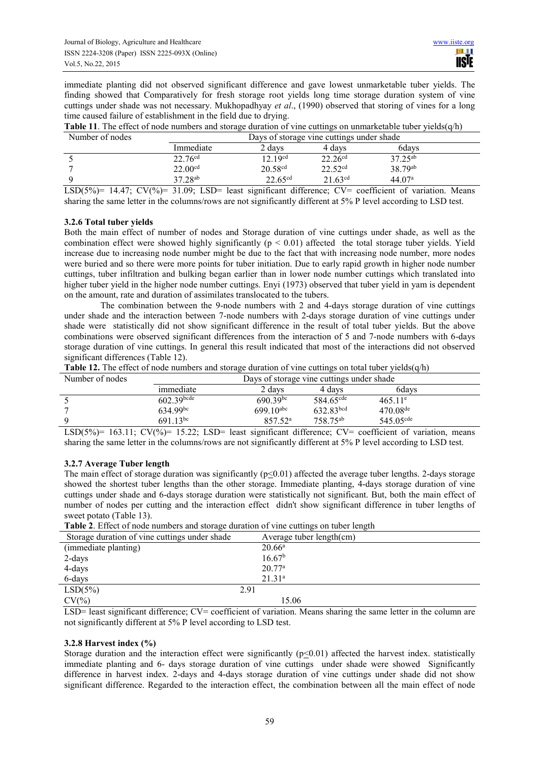immediate planting did not observed significant difference and gave lowest unmarketable tuber yields. The finding showed that Comparatively for fresh storage root yields long time storage duration system of vine cuttings under shade was not necessary. Mukhopadhyay *et al*., (1990) observed that storing of vines for a long time caused failure of establishment in the field due to drying.

**Table 11**. The effect of node numbers and storage duration of vine cuttings on unmarketable tuber yields(q/h)

| Number of nodes | Days of storage vine cuttings under shade | | | |
|---|---|---|---|---|
| | Immediate | 2 days | 4 days | 6days |
| 5 | $22.76^{cd}$ | $12.19^{cd}$ | $22.26^{cd}$ | $37.25^{ab}$ |
| 7 | $22.00^{cd}$ | $20.58^{cd}$ | $22.52^{cd}$ | $38.79^{ab}$ |
| 9 | $37.28^{ab}$ | $22.65^{cd}$ | $21.63^{cd}$ | $44.07^{a}$ |

LSD(5%)= 14.47; CV(%)= 31.09; LSD= least significant difference; CV= coefficient of variation. Means sharing the same letter in the columns/rows are not significantly different at 5% P level according to LSD test.

### 3.2.6 Total tuber yields

Both the main effect of number of nodes and Storage duration of vine cuttings under shade, as well as the combination effect were showed highly significantly ($p < 0.01$) affected the total storage tuber yields. Yield increase due to increasing node number might be due to the fact that with increasing node number, more nodes were buried and so there were more points for tuber initiation. Due to early rapid growth in higher node number cuttings, tuber infiltration and bulking began earlier than in lower node number cuttings which translated into higher tuber yield in the higher node number cuttings. Enyi (1973) observed that tuber yield in yam is dependent on the amount, rate and duration of assimilates translocated to the tubers.

The combination between the 9-node numbers with 2 and 4-days storage duration of vine cuttings under shade and the interaction between 7-node numbers with 2-days storage duration of vine cuttings under shade were statistically did not show significant difference in the result of total tuber yields. But the above combinations were observed significant differences from the interaction of 5 and 7-node numbers with 6-days storage duration of vine cuttings. In general this result indicated that most of the interactions did not observed significant differences (Table 12).

**Table 12.** The effect of node numbers and storage duration of vine cuttings on total tuber yields(q/h)

| Number of nodes | Days of storage vine cuttings under shade | | | |
|---|---|---|---|---|
| | immediate | 2 days | 4 days | 6days |
| 5 | $602.39^{bcde}$ | $690.39^{bc}$ | $584.65^{cde}$ | $465.11^{e}$ |
| 7 | $634.99^{bc}$ | $699.10^{abc}$ | $632.83^{bcd}$ | $470.08^{de}$ |
| 9 | $691.13^{bc}$ | $857.52^{a}$ | $758.75^{ab}$ | $545.05^{cde}$ |

LSD(5%)= 163.11; CV(%)= 15.22; LSD= least significant difference; CV= coefficient of variation, means sharing the same letter in the columns/rows are not significantly different at 5% P level according to LSD test.

### 3.2.7 Average Tuber length

The main effect of storage duration was significantly ($p \leq 0.01$) affected the average tuber lengths. 2-days storage showed the shortest tuber lengths than the other storage. Immediate planting, 4-days storage duration of vine cuttings under shade and 6-days storage duration were statistically not significant. But, both the main effect of number of nodes per cutting and the interaction effect didn't show significant difference in tuber lengths of sweet potato (Table 13).

**Table 2**. Effect of node numbers and storage duration of vine cuttings on tuber length

| Storage duration of vine cuttings under shade | Average tuber length(cm) |
|---|---|
| (immediate planting) | $20.66^{a}$ |
| 2-days | $16.67^{b}$ |
| 4-days | $20.77^{a}$ |
| 6-days | $21.31^{a}$ |
| LSD(5%) | 2.91 |
| CV(%) | 15.06 |

LSD= least significant difference; CV= coefficient of variation. Means sharing the same letter in the column are not significantly different at 5% P level according to LSD test.

### 3.2.8 Harvest index (%)

Storage duration and the interaction effect were significantly ($p \leq 0.01$) affected the harvest index. statistically immediate planting and 6- days storage duration of vine cuttings under shade were showed Significantly difference in harvest index. 2-days and 4-days storage duration of vine cuttings under shade did not show significant difference. Regarded to the interaction effect, the combination between all the main effect of node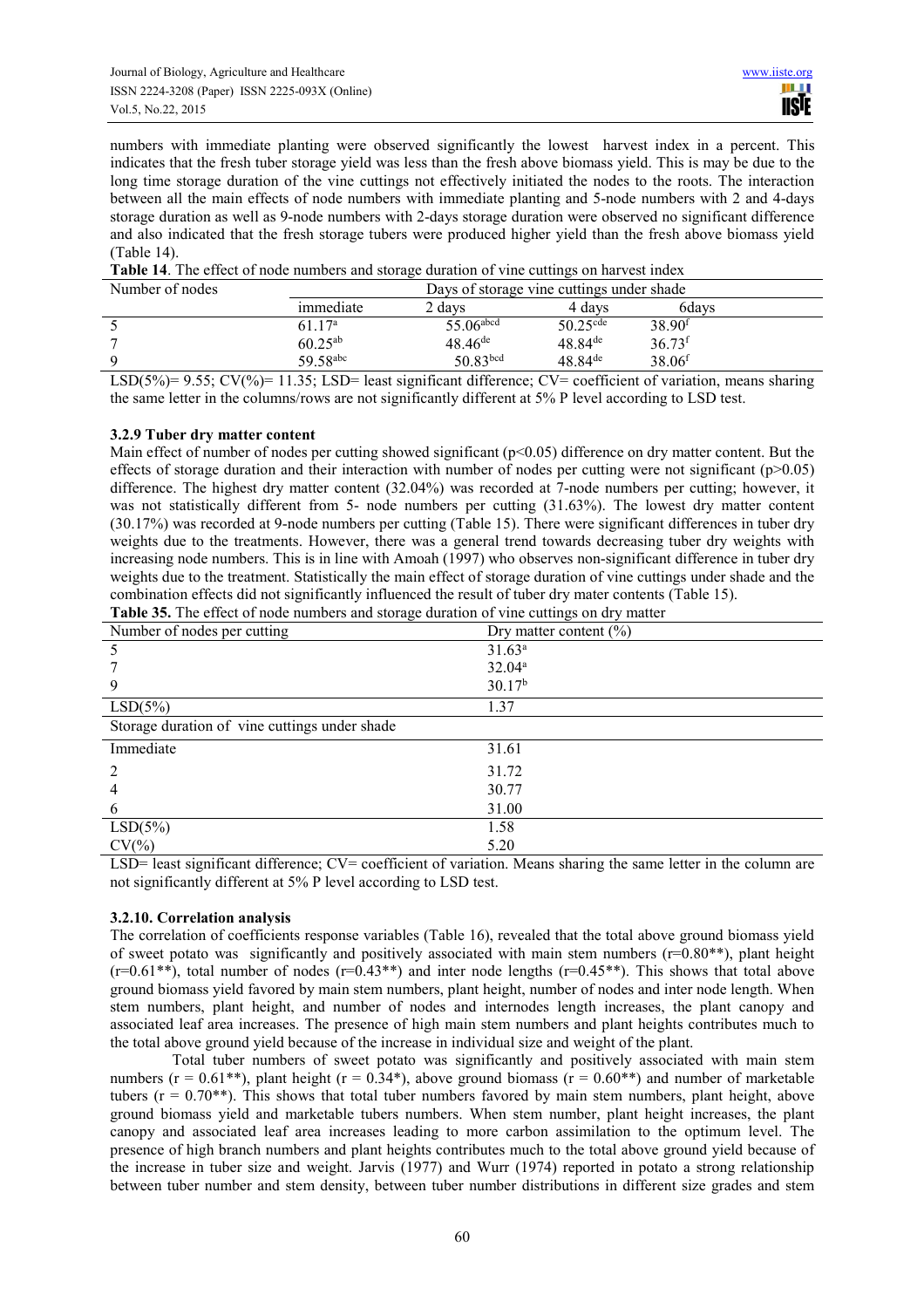numbers with immediate planting were observed significantly the lowest harvest index in a percent. This indicates that the fresh tuber storage yield was less than the fresh above biomass yield. This is may be due to the long time storage duration of the vine cuttings not effectively initiated the nodes to the roots. The interaction between all the main effects of node numbers with immediate planting and 5-node numbers with 2 and 4-days storage duration as well as 9-node numbers with 2-days storage duration were observed no significant difference and also indicated that the fresh storage tubers were produced higher yield than the fresh above biomass yield (Table 14).

**Table 14**. The effect of node numbers and storage duration of vine cuttings on harvest index

| Number of nodes | Days of storage vine cuttings under shade | | | |
|---|---|---|---|---|
| | immediate | 2 days | 4 days | 6days |
| 5 | 61.17[a] | 55.06[abcd] | 50.25[cde] | 38.90[f] |
| 7 | 60.25[ab] | 48.46[de] | 48.84[de] | 36.73[f] |
| 9 | 59.58[abc] | 50.83[bcd] | 48.84[de] | 38.06[f] |

LSD(5%)= 9.55; CV(%)= 11.35; LSD= least significant difference; CV= coefficient of variation, means sharing the same letter in the columns/rows are not significantly different at 5% P level according to LSD test.

### 3.2.9 Tuber dry matter content

Main effect of number of nodes per cutting showed significant ($p<0.05$) difference on dry matter content. But the effects of storage duration and their interaction with number of nodes per cutting were not significant ($p>0.05$) difference. The highest dry matter content (32.04%) was recorded at 7-node numbers per cutting; however, it was not statistically different from 5- node numbers per cutting (31.63%). The lowest dry matter content (30.17%) was recorded at 9-node numbers per cutting (Table 15). There were significant differences in tuber dry weights due to the treatments. However, there was a general trend towards decreasing tuber dry weights with increasing node numbers. This is in line with Amoah (1997) who observes non-significant difference in tuber dry weights due to the treatment. Statistically the main effect of storage duration of vine cuttings under shade and the combination effects did not significantly influenced the result of tuber dry mater contents (Table 15).

**Table 35.** The effect of node numbers and storage duration of vine cuttings on dry matter

| Number of nodes per cutting | Dry matter content (%) |
|---|---|
| 5 | 31.63[a] |
| 7 | 32.04[a] |
| 9 | 30.17[b] |
| LSD(5%) | 1.37 |
| Storage duration of vine cuttings under shade | |
| Immediate | 31.61 |
| 2 | 31.72 |
| 4 | 30.77 |
| 6 | 31.00 |
| LSD(5%) | 1.58 |
| CV(%) | 5.20 |

LSD= least significant difference; CV= coefficient of variation. Means sharing the same letter in the column are not significantly different at 5% P level according to LSD test.

### 3.2.10. Correlation analysis

The correlation of coefficients response variables (Table 16), revealed that the total above ground biomass yield of sweet potato was significantly and positively associated with main stem numbers ($r=0.80^{**}$), plant height ($r=0.61^{**}$), total number of nodes ($r=0.43^{**}$) and inter node lengths ($r=0.45^{**}$). This shows that total above ground biomass yield favored by main stem numbers, plant height, number of nodes and inter node length. When stem numbers, plant height, and number of nodes and internodes length increases, the plant canopy and associated leaf area increases. The presence of high main stem numbers and plant heights contributes much to the total above ground yield because of the increase in individual size and weight of the plant.

Total tuber numbers of sweet potato was significantly and positively associated with main stem numbers ($r = 0.61^{**}$), plant height ($r = 0.34^{*}$), above ground biomass ($r = 0.60^{**}$) and number of marketable tubers ($r = 0.70^{**}$). This shows that total tuber numbers favored by main stem numbers, plant height, above ground biomass yield and marketable tubers numbers. When stem number, plant height increases, the plant canopy and associated leaf area increases leading to more carbon assimilation to the optimum level. The presence of high branch numbers and plant heights contributes much to the total above ground yield because of the increase in tuber size and weight. Jarvis (1977) and Wurr (1974) reported in potato a strong relationship between tuber number and stem density, between tuber number distributions in different size grades and stem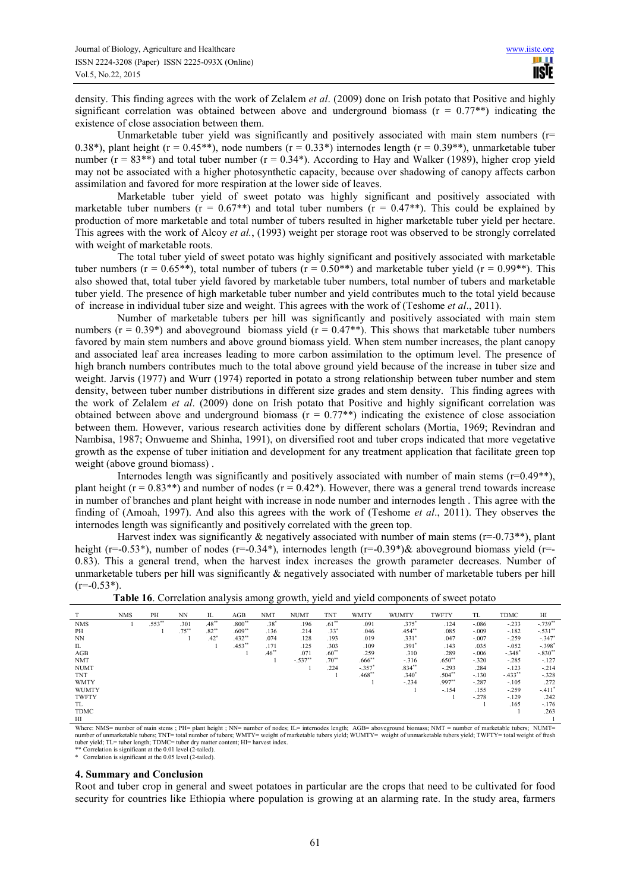density. This finding agrees with the work of Zelalem *et al*. (2009) done on Irish potato that Positive and highly significant correlation was obtained between above and underground biomass ($r = 0.77$**) indicating the existence of close association between them.

Unmarketable tuber yield was significantly and positively associated with main stem numbers ($r = 0.38$*), plant height ($r = 0.45$**), node numbers ($r = 0.33$*) internodes length ($r = 0.39$**), unmarketable tuber number ($r = 83$**) and total tuber number ($r = 0.34$*). According to Hay and Walker (1989), higher crop yield may not be associated with a higher photosynthetic capacity, because over shadowing of canopy affects carbon assimilation and favored for more respiration at the lower side of leaves.

Marketable tuber yield of sweet potato was highly significant and positively associated with marketable tuber numbers ($r = 0.67$**) and total tuber numbers ($r = 0.47$**). This could be explained by production of more marketable and total number of tubers resulted in higher marketable tuber yield per hectare. This agrees with the work of Alcoy *et al.*, (1993) weight per storage root was observed to be strongly correlated with weight of marketable roots.

The total tuber yield of sweet potato was highly significant and positively associated with marketable tuber numbers ($r = 0.65$**), total number of tubers ($r = 0.50$**) and marketable tuber yield ($r = 0.99$**). This also showed that, total tuber yield favored by marketable tuber numbers, total number of tubers and marketable tuber yield. The presence of high marketable tuber number and yield contributes much to the total yield because of increase in individual tuber size and weight. This agrees with the work of (Teshome *et al*., 2011).

Number of marketable tubers per hill was significantly and positively associated with main stem numbers ($r = 0.39$*) and aboveground biomass yield ($r = 0.47$**). This shows that marketable tuber numbers favored by main stem numbers and above ground biomass yield. When stem number increases, the plant canopy and associated leaf area increases leading to more carbon assimilation to the optimum level. The presence of high branch numbers contributes much to the total above ground yield because of the increase in tuber size and weight. Jarvis (1977) and Wurr (1974) reported in potato a strong relationship between tuber number and stem density, between tuber number distributions in different size grades and stem density. This finding agrees with the work of Zelalem *et al*. (2009) done on Irish potato that Positive and highly significant correlation was obtained between above and underground biomass ($r = 0.77$**) indicating the existence of close association between them. However, various research activities done by different scholars (Mortia, 1969; Revindran and Nambisa, 1987; Onwueme and Shinha, 1991), on diversified root and tuber crops indicated that more vegetative growth as the expense of tuber initiation and development for any treatment application that facilitate green top weight (above ground biomass) .

Internodes length was significantly and positively associated with number of main stems ($r=0.49$**), plant height ($r = 0.83$**) and number of nodes ($r = 0.42$*). However, there was a general trend towards increase in number of branches and plant height with increase in node number and internodes length . This agree with the finding of (Amoah, 1997). And also this agrees with the work of (Teshome *et al*., 2011). They observes the internodes length was significantly and positively correlated with the green top.

Harvest index was significantly & negatively associated with number of main stems ($r=-0.73$**), plant height ($r=-0.53$*), number of nodes ($r=-0.34$*), internodes length ($r=-0.39$*)& aboveground biomass yield ($r=-0.83$). This a general trend, when the harvest index increases the growth parameter decreases. Number of unmarketable tubers per hill was significantly & negatively associated with number of marketable tubers per hill ($r=-0.53$*).

**Table 16**. Correlation analysis among growth, yield and yield components of sweet potato

| T | NMS | PH | NN | IL | AGB | NMT | NUMT | TNT | WMTY | WUMTY | TWFTY | TL | TDMC | HI |
|---|---|---|---|---|---|---|---|---|---|---|---|---|---|---|
| NMS | 1 | .553** | .301 | .48** | .800** | .38* | .196 | .61** | .091 | .375* | .124 | -.086 | -.233 | -.739** |
| PH | | 1 | .75** | .82** | .609** | .136 | .214 | .33* | .046 | .454** | .085 | -.009 | -.182 | -.531** |
| NN | | | 1 | .42* | .432** | .074 | .128 | .193 | .019 | .331* | .047 | -.007 | -.259 | -.347* |
| IL | | | | 1 | .453** | .171 | .125 | .303 | .109 | .391* | .143 | .035 | -.052 | -.398* |
| AGB | | | | | 1 | .46** | .071 | .60** | .259 | .310 | .289 | -.006 | -.348* | -.830** |
| NMT | | | | | | 1 | -.537** | .70** | .666** | -.316 | .650** | -.320 | -.285 | -.127 |
| NUMT | | | | | | | 1 | .224 | -.357* | .834** | -.293 | .284 | -.123 | -.214 |
| TNT | | | | | | | | 1 | .468** | .340* | .504** | -.130 | -.433** | -.328 |
| WMTY | | | | | | | | | 1 | -.234 | .997** | -.287 | -.105 | .272 |
| WUMTY | | | | | | | | | | 1 | -.154 | .155 | -.259 | -.411* |
| TWFTY | | | | | | | | | | | 1 | -.278 | -.129 | .242 |
| TL | | | | | | | | | | | | 1 | .165 | -.176 |
| TDMC | | | | | | | | | | | | | 1 | .263 |
| HI | | | | | | | | | | | | | | 1 |

Where: NMS= number of main stems ; PH= plant height ; NN= number of nodes; IL= internodes length; AGB= aboveground biomass; NMT = number of marketable tubers; NUMT= number of unmarketable tubers; TNT= total number of tubers; WMTY= weight of marketable tubers yield; WUMTY= weight of unmarketable tubers yield; TWFTY= total weight of fresh tuber yield; TL= tuber length; TDMC= tuber dry matter content; HI= harvest index.

** Correlation is significant at the 0.01 level (2-tailed).

\* Correlation is significant at the 0.05 level (2-tailed).

## 4. Summary and Conclusion

Root and tuber crop in general and sweet potatoes in particular are the crops that need to be cultivated for food security for countries like Ethiopia where population is growing at an alarming rate. In the study area, farmers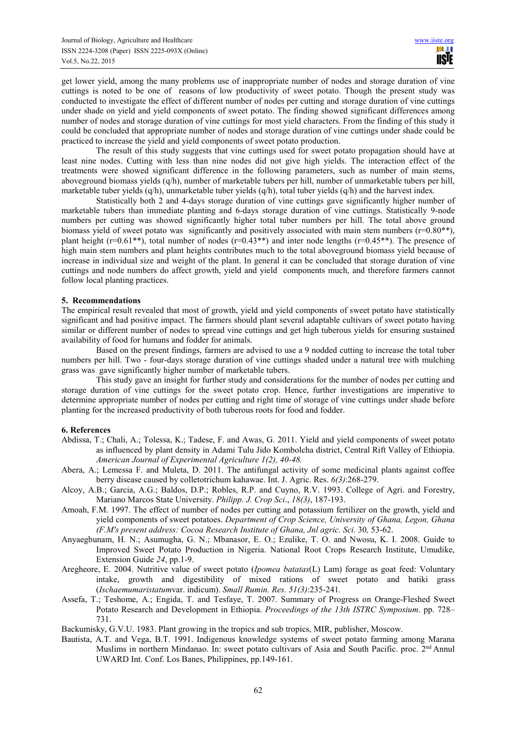get lower yield, among the many problems use of inappropriate number of nodes and storage duration of vine cuttings is noted to be one of reasons of low productivity of sweet potato. Though the present study was conducted to investigate the effect of different number of nodes per cutting and storage duration of vine cuttings under shade on yield and yield components of sweet potato. The finding showed significant differences among number of nodes and storage duration of vine cuttings for most yield characters. From the finding of this study it could be concluded that appropriate number of nodes and storage duration of vine cuttings under shade could be practiced to increase the yield and yield components of sweet potato production.

The result of this study suggests that vine cuttings used for sweet potato propagation should have at least nine nodes. Cutting with less than nine nodes did not give high yields. The interaction effect of the treatments were showed significant difference in the following parameters, such as number of main stems, aboveground biomass yields (q/h), number of marketable tubers per hill, number of unmarketable tubers per hill, marketable tuber yields (q/h), unmarketable tuber yields (q/h), total tuber yields (q/h) and the harvest index.

Statistically both 2 and 4-days storage duration of vine cuttings gave significantly higher number of marketable tubers than immediate planting and 6-days storage duration of vine cuttings. Statistically 9-node numbers per cutting was showed significantly higher total tuber numbers per hill. The total above ground biomass yield of sweet potato was significantly and positively associated with main stem numbers (r=0.80\*\*), plant height (r=0.61\*\*), total number of nodes (r=0.43\*\*) and inter node lengths (r=0.45\*\*). The presence of high main stem numbers and plant heights contributes much to the total aboveground biomass yield because of increase in individual size and weight of the plant. In general it can be concluded that storage duration of vine cuttings and node numbers do affect growth, yield and yield components much, and therefore farmers cannot follow local planting practices.

## 5. Recommendations

The empirical result revealed that most of growth, yield and yield components of sweet potato have statistically significant and had positive impact. The farmers should plant several adaptable cultivars of sweet potato having similar or different number of nodes to spread vine cuttings and get high tuberous yields for ensuring sustained availability of food for humans and fodder for animals.

Based on the present findings, farmers are advised to use a 9 nodded cutting to increase the total tuber numbers per hill. Two - four-days storage duration of vine cuttings shaded under a natural tree with mulching grass was gave significantly higher number of marketable tubers.

This study gave an insight for further study and considerations for the number of nodes per cutting and storage duration of vine cuttings for the sweet potato crop. Hence, further investigations are imperative to determine appropriate number of nodes per cutting and right time of storage of vine cuttings under shade before planting for the increased productivity of both tuberous roots for food and fodder.

## 6. References

- Abdissa, T.; Chali, A.; Tolessa, K.; Tadese, F. and Awas, G. 2011. Yield and yield components of sweet potato as influenced by plant density in Adami Tulu Jido Kombolcha district, Central Rift Valley of Ethiopia. *American Journal of Experimental Agriculture 1(2), 40-48.*
- Abera, A.; Lemessa F. and Muleta, D. 2011. The antifungal activity of some medicinal plants against coffee berry disease caused by colletotrichum kahawae. Int. J. Agric. Res. *6(3)*:268-279.
- Alcoy, A.B.; Garcia, A.G.; Baldos, D.P.; Robles, R.P. and Cuyno, R.V. 1993. College of Agri. and Forestry, Mariano Marcos State University. *Philipp. J. Crop Sci*., *18(3)*, 187-193.
- Amoah, F.M. 1997. The effect of number of nodes per cutting and potassium fertilizer on the growth, yield and yield components of sweet potatoes. *Department of Crop Science, University of Ghana, Legon, Ghana (F.M's present address: Cocoa Research Institute of Ghana, Jnl agric. Sci.* 30*,* 53-62.
- Anyaegbunam, H. N.; Asumugha, G. N.; Mbanasor, E. O.; Ezulike, T. O. and Nwosu, K. I. 2008. Guide to Improved Sweet Potato Production in Nigeria. National Root Crops Research Institute, Umudike, Extension Guide *24*, pp.1-9.
- Aregheore, E. 2004. Nutritive value of sweet potato (*Ipomea batatas*(L) Lam) forage as goat feed: Voluntary intake, growth and digestibility of mixed rations of sweet potato and batiki grass (*Ischaemumaristatum*var. indicum). *Small Rumin. Res. 51(3)*:235-241*.*
- Assefa, T.; Teshome, A.; Engida, T. and Tesfaye, T. 2007. Summary of Progress on Orange-Fleshed Sweet Potato Research and Development in Ethiopia. *Proceedings of the 13th ISTRC Symposium*. pp. 728–731.
- Backumisky, G.V.U. 1983. Plant growing in the tropics and sub tropics, MIR, publisher, Moscow.
- Bautista, A.T. and Vega, B.T. 1991. Indigenous knowledge systems of sweet potato farming among Marana Muslims in northern Mindanao. In: sweet potato cultivars of Asia and South Pacific. proc. 2nd Annul UWARD Int. Conf. Los Banes, Philippines, pp.149-161.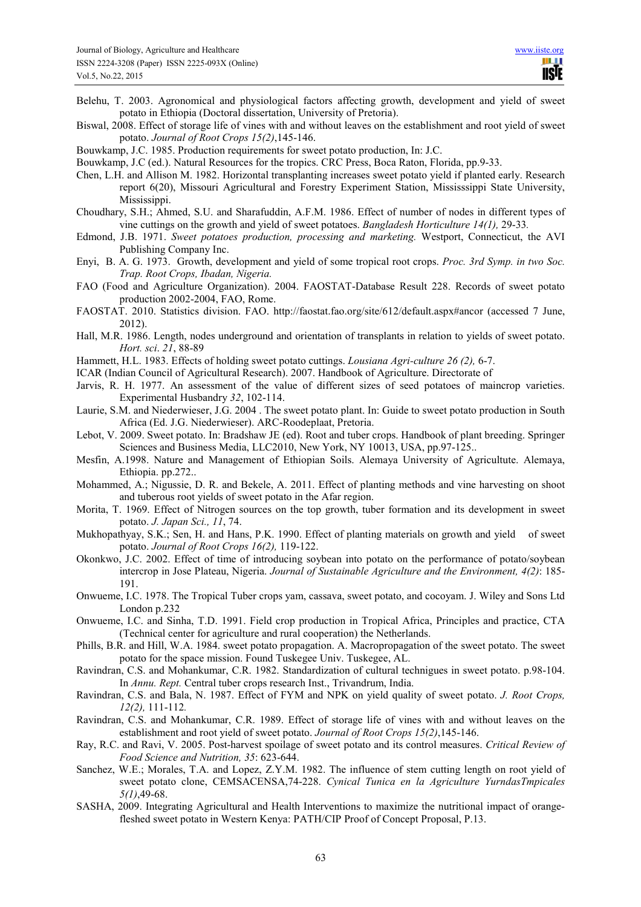Belehu, T. 2003. Agronomical and physiological factors affecting growth, development and yield of sweet potato in Ethiopia (Doctoral dissertation, University of Pretoria).

Biswal, 2008. Effect of storage life of vines with and without leaves on the establishment and root yield of sweet potato. *Journal of Root Crops 15(2)*,145-146.

Bouwkamp, J.C. 1985. Production requirements for sweet potato production, In: J.C.

Bouwkamp, J.C (ed.). Natural Resources for the tropics. CRC Press, Boca Raton, Florida, pp.9-33.

Chen, L.H. and Allison M. 1982. Horizontal transplanting increases sweet potato yield if planted early. Research report 6(20), Missouri Agricultural and Forestry Experiment Station, Mississsippi State University, Mississippi.

Choudhary, S.H.; Ahmed, S.U. and Sharafuddin, A.F.M. 1986. Effect of number of nodes in different types of vine cuttings on the growth and yield of sweet potatoes. *Bangladesh Horticulture 14(1),* 29-33.

Edmond, J.B. 1971. *Sweet potatoes production, processing and marketing.* Westport, Connecticut, the AVI Publishing Company Inc.

Enyi, B. A. G. 1973. Growth, development and yield of some tropical root crops. *Proc. 3rd Symp. in two Soc. Trap. Root Crops, Ibadan, Nigeria.*

FAO (Food and Agriculture Organization). 2004. FAOSTAT-Database Result 228. Records of sweet potato production 2002-2004, FAO, Rome.

FAOSTAT. 2010. Statistics division. FAO. http://faostat.fao.org/site/612/default.aspx#ancor (accessed 7 June, 2012).

Hall, M.R. 1986. Length, nodes underground and orientation of transplants in relation to yields of sweet potato. *Hort. sci*. *21*, 88-89

Hammett, H.L. 1983. Effects of holding sweet potato cuttings. *Lousiana Agri-culture 26 (2),* 6-7.

ICAR (Indian Council of Agricultural Research). 2007. Handbook of Agriculture. Directorate of

Jarvis, R. H. 1977. An assessment of the value of different sizes of seed potatoes of maincrop varieties. Experimental Husbandry *32*, 102-114.

Laurie, S.M. and Niederwieser, J.G. 2004 . The sweet potato plant. In: Guide to sweet potato production in South Africa (Ed. J.G. Niederwieser). ARC-Roodeplaat, Pretoria.

Lebot, V. 2009. Sweet potato. In: Bradshaw JE (ed). Root and tuber crops. Handbook of plant breeding. Springer Sciences and Business Media, LLC2010, New York, NY 10013, USA, pp.97-125..

Mesfin, A.1998. Nature and Management of Ethiopian Soils. Alemaya University of Agricultute. Alemaya, Ethiopia. pp.272..

Mohammed, A.; Nigussie, D. R. and Bekele, A. 2011. Effect of planting methods and vine harvesting on shoot and tuberous root yields of sweet potato in the Afar region.

Morita, T. 1969. Effect of Nitrogen sources on the top growth, tuber formation and its development in sweet potato. *J. Japan Sci., 11*, 74.

Mukhopathyay, S.K.; Sen, H. and Hans, P.K. 1990. Effect of planting materials on growth and yield of sweet potato. *Journal of Root Crops 16(2),* 119-122.

Okonkwo, J.C. 2002. Effect of time of introducing soybean into potato on the performance of potato/soybean intercrop in Jose Plateau, Nigeria. *Journal of Sustainable Agriculture and the Environment, 4(2)*: 185-191.

Onwueme, I.C. 1978. The Tropical Tuber crops yam, cassava, sweet potato, and cocoyam. J. Wiley and Sons Ltd London p.232

Onwueme, I.C. and Sinha, T.D. 1991. Field crop production in Tropical Africa, Principles and practice, CTA (Technical center for agriculture and rural cooperation) the Netherlands.

Phills, B.R. and Hill, W.A. 1984. sweet potato propagation. A. Macropropagation of the sweet potato. The sweet potato for the space mission. Found Tuskegee Univ. Tuskegee, AL.

Ravindran, C.S. and Mohankumar, C.R. 1982. Standardization of cultural technigues in sweet potato. p.98-104. In *Annu. Rept.* Central tuber crops research Inst., Trivandrum, India.

Ravindran, C.S. and Bala, N. 1987. Effect of FYM and NPK on yield quality of sweet potato. *J. Root Crops, 12(2),* 111-112.

Ravindran, C.S. and Mohankumar, C.R. 1989. Effect of storage life of vines with and without leaves on the establishment and root yield of sweet potato. *Journal of Root Crops 15(2)*,145-146.

Ray, R.C. and Ravi, V. 2005. Post-harvest spoilage of sweet potato and its control measures. *Critical Review of Food Science and Nutrition, 35*: 623-644.

Sanchez, W.E.; Morales, T.A. and Lopez, Z.Y.M. 1982. The influence of stem cutting length on root yield of sweet potato clone, CEMSACENSA,74-228. *Cynical Tunica en la Agriculture YurndasTmpicales 5(1)*,49-68.

SASHA, 2009. Integrating Agricultural and Health Interventions to maximize the nutritional impact of orange-fleshed sweet potato in Western Kenya: PATH/CIP Proof of Concept Proposal, P.13.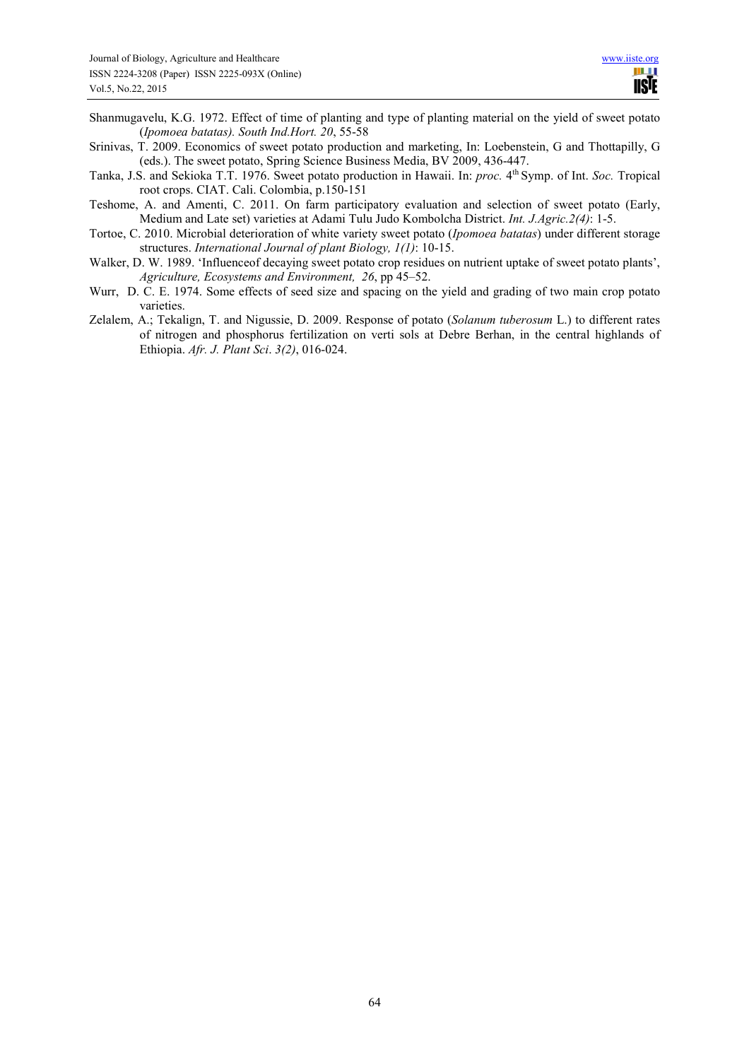Shanmugavelu, K.G. 1972. Effect of time of planting and type of planting material on the yield of sweet potato (*Ipomoea batatas). South Ind.Hort. 20*, 55-58

Srinivas, T. 2009. Economics of sweet potato production and marketing, In: Loebenstein, G and Thottapilly, G (eds.). The sweet potato, Spring Science Business Media, BV 2009, 436-447.

Tanka, J.S. and Sekioka T.T. 1976. Sweet potato production in Hawaii. In: *proc.* 4th Symp. of Int. *Soc.* Tropical root crops. CIAT. Cali. Colombia, p.150-151

Teshome, A. and Amenti, C. 2011. On farm participatory evaluation and selection of sweet potato (Early, Medium and Late set) varieties at Adami Tulu Judo Kombolcha District. *Int. J.Agric.2(4)*: 1-5.

Tortoe, C. 2010. Microbial deterioration of white variety sweet potato (*Ipomoea batatas*) under different storage structures. *International Journal of plant Biology, 1(1)*: 10-15.

Walker, D. W. 1989. 'Influenceof decaying sweet potato crop residues on nutrient uptake of sweet potato plants', *Agriculture, Ecosystems and Environment, 26*, pp 45–52.

Wurr, D. C. E. 1974. Some effects of seed size and spacing on the yield and grading of two main crop potato varieties.

Zelalem, A.; Tekalign, T. and Nigussie, D. 2009. Response of potato (*Solanum tuberosum* L.) to different rates of nitrogen and phosphorus fertilization on verti sols at Debre Berhan, in the central highlands of Ethiopia. *Afr. J. Plant Sci*. *3(2)*, 016-024.